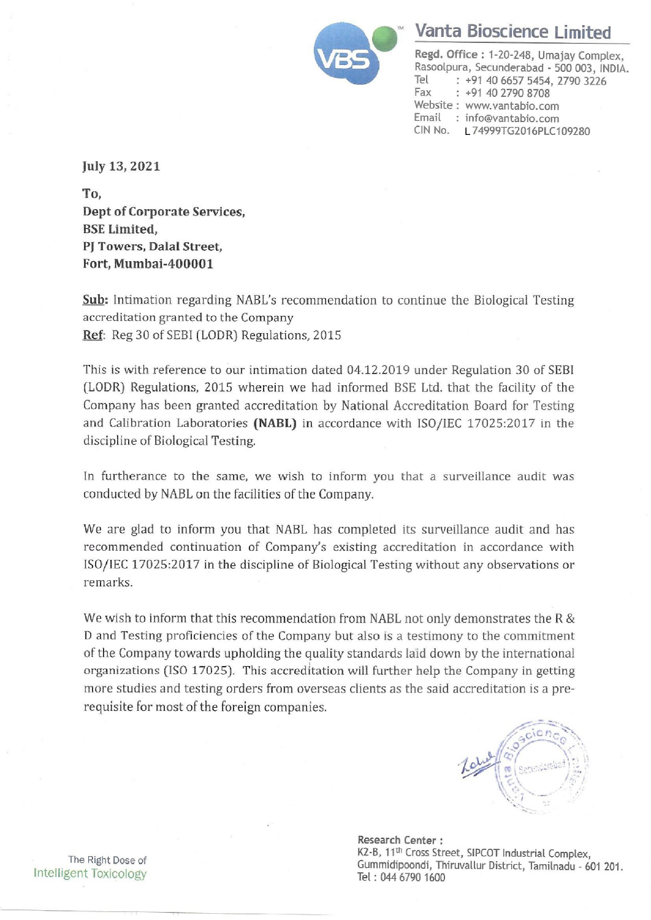# Vanta Bioscience Limited

**Regd. Office :** 1-20-248, Umajay Complex, Rasoolpura, Secunderabad - 500 003, INDIA.
Tel : +91 40 6657 5454, 2790 3226
Fax : +91 40 2790 8708
Website : www.vantabio.com
Email : info@vantabio.com
CIN No. L74999TG2016PLC109280

**July 13, 2021**

**To,**
**Dept of Corporate Services,**
**BSE Limited,**
**PJ Towers, Dalal Street,**
**Fort, Mumbai-400001**

**Sub:** Intimation regarding NABL's recommendation to continue the Biological Testing accreditation granted to the Company
**Ref**: Reg 30 of SEBI (LODR) Regulations, 2015

This is with reference to our intimation dated 04.12.2019 under Regulation 30 of SEBI (LODR) Regulations, 2015 wherein we had informed BSE Ltd. that the facility of the Company has been granted accreditation by National Accreditation Board for Testing and Calibration Laboratories **(NABL)** in accordance with ISO/IEC 17025:2017 in the discipline of Biological Testing.

In furtherance to the same, we wish to inform you that a surveillance audit was conducted by NABL on the facilities of the Company.

We are glad to inform you that NABL has completed its surveillance audit and has recommended continuation of Company's existing accreditation in accordance with ISO/IEC 17025:2017 in the discipline of Biological Testing without any observations or remarks.

We wish to inform that this recommendation from NABL not only demonstrates the R & D and Testing proficiencies of the Company but also is a testimony to the commitment of the Company towards upholding the quality standards laid down by the international organizations (ISO 17025). This accreditation will further help the Company in getting more studies and testing orders from overseas clients as the said accreditation is a pre-requisite for most of the foreign companies.

The Right Dose of Intelligent Toxicology

**Research Center :**
K2-B, 11th Cross Street, SIPCOT Industrial Complex, Gummidipoondi, Thiruvallur District, Tamilnadu - 601 201.
Tel : 044 6790 1600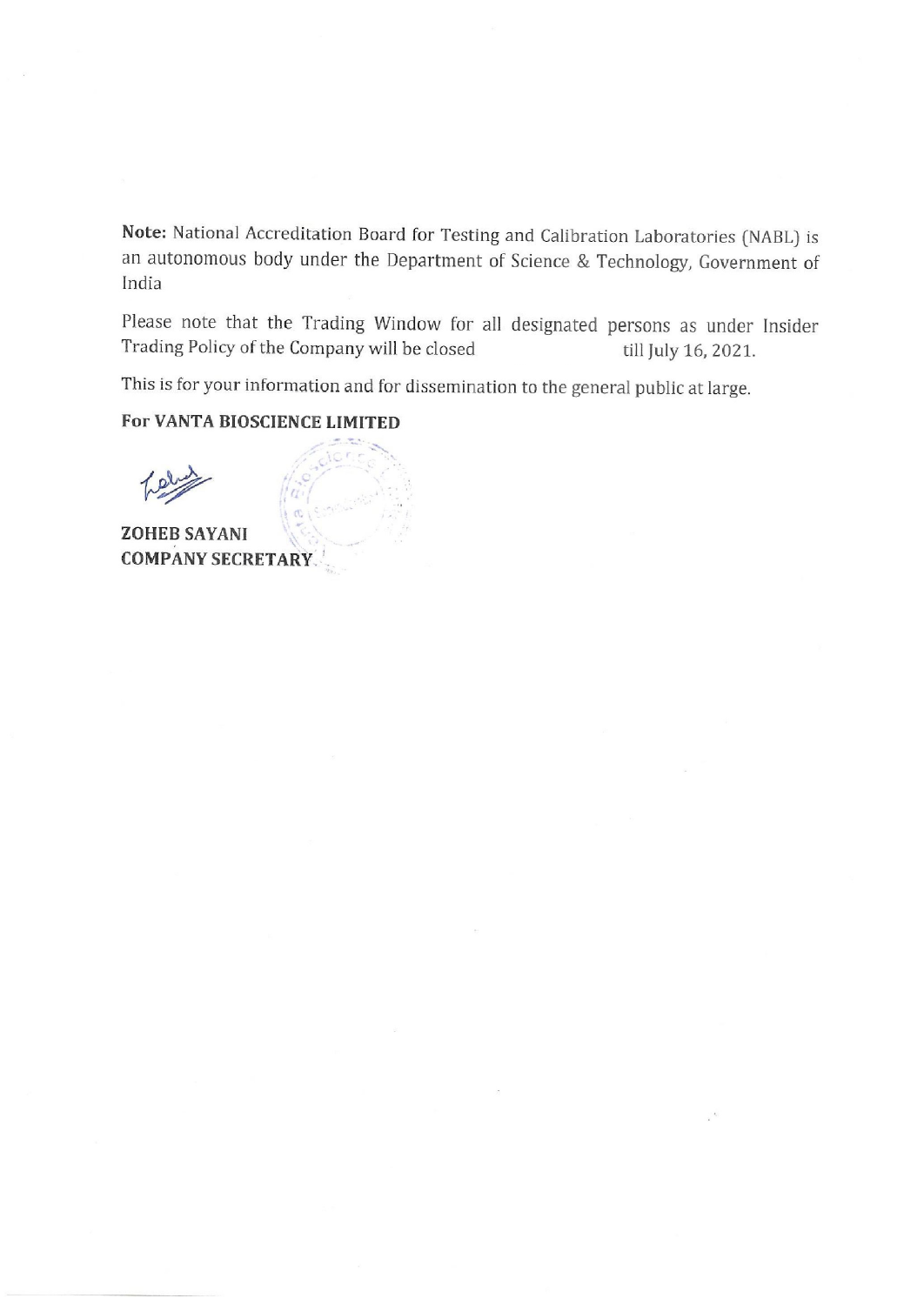**Note:** National Accreditation Board for Testing and Calibration Laboratories (NABL) is an autonomous body under the Department of Science & Technology, Government of India

Please note that the Trading Window for all designated persons as under Insider Trading Policy of the Company will be closed till July 16, 2021.

This is for your information and for dissemination to the general public at large.

**For VANTA BIOSCIENCE LIMITED**

**ZOHEB SAYANI**
**COMPANY SECRETARY**